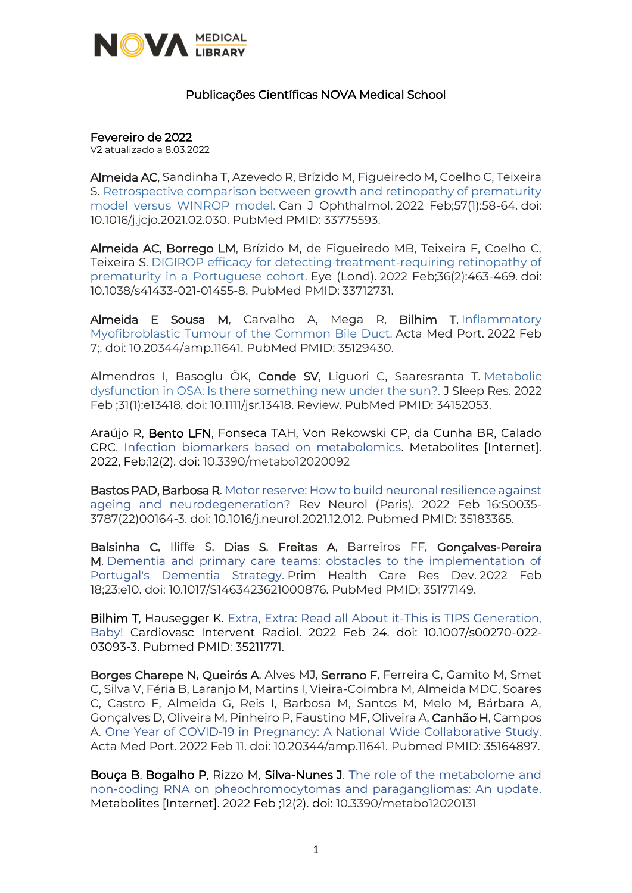## Publicações Científicas NOVA Medical School

**Fevereiro de 2022**
V2 atualizado a 8.03.2022

**Almeida AC**, Sandinha T, Azevedo R, Brízido M, Figueiredo M, Coelho C, Teixeira S. Retrospective comparison between growth and retinopathy of prematurity model versus WINROP model. Can J Ophthalmol. 2022 Feb;57(1):58-64. doi: 10.1016/j.jcjo.2021.02.030. PubMed PMID: 33775593.

**Almeida AC**, **Borrego LM**, Brízido M, de Figueiredo MB, Teixeira F, Coelho C, Teixeira S. DIGIROP efficacy for detecting treatment-requiring retinopathy of prematurity in a Portuguese cohort. Eye (Lond). 2022 Feb;36(2):463-469. doi: 10.1038/s41433-021-01455-8. PubMed PMID: 33712731.

**Almeida E Sousa M**, Carvalho A, Mega R, **Bilhim T.** Inflammatory Myofibroblastic Tumour of the Common Bile Duct. Acta Med Port. 2022 Feb 7;. doi: 10.20344/amp.11641. PubMed PMID: 35129430.

Almendros I, Basoglu ÖK, **Conde SV**, Liguori C, Saaresranta T. Metabolic dysfunction in OSA: Is there something new under the sun?. J Sleep Res. 2022 Feb ;31(1):e13418. doi: 10.1111/jsr.13418. Review. PubMed PMID: 34152053.

Araújo R, **Bento LFN**, Fonseca TAH, Von Rekowski CP, da Cunha BR, Calado CRC. Infection biomarkers based on metabolomics. Metabolites [Internet]. 2022, Feb;12(2). doi: 10.3390/metabo12020092

**Bastos PAD, Barbosa R**. Motor reserve: How to build neuronal resilience against ageing and neurodegeneration? Rev Neurol (Paris). 2022 Feb 16:S0035-3787(22)00164-3. doi: 10.1016/j.neurol.2021.12.012. Pubmed PMID: 35183365.

**Balsinha C**, Iliffe S, **Dias S**, **Freitas A**, Barreiros FF, **Gonçalves-Pereira M**. Dementia and primary care teams: obstacles to the implementation of Portugal's Dementia Strategy. Prim Health Care Res Dev. 2022 Feb 18;23:e10. doi: 10.1017/S1463423621000876. PubMed PMID: 35177149.

**Bilhim T**, Hausegger K. Extra, Extra: Read all About it-This is TIPS Generation, Baby! Cardiovasc Intervent Radiol. 2022 Feb 24. doi: 10.1007/s00270-022-03093-3. Pubmed PMID: 35211771.

**Borges Charepe N**, **Queirós A**, Alves MJ, **Serrano F**, Ferreira C, Gamito M, Smet C, Silva V, Féria B, Laranjo M, Martins I, Vieira-Coimbra M, Almeida MDC, Soares C, Castro F, Almeida G, Reis I, Barbosa M, Santos M, Melo M, Bárbara A, Gonçalves D, Oliveira M, Pinheiro P, Faustino MF, Oliveira A, **Canhão H**, Campos A. One Year of COVID-19 in Pregnancy: A National Wide Collaborative Study. Acta Med Port. 2022 Feb 11. doi: 10.20344/amp.11641. Pubmed PMID: 35164897.

**Bouça B**, **Bogalho P**, Rizzo M, **Silva-Nunes J**. The role of the metabolome and non-coding RNA on pheochromocytomas and paragangliomas: An update. Metabolites [Internet]. 2022 Feb ;12(2). doi: 10.3390/metabo12020131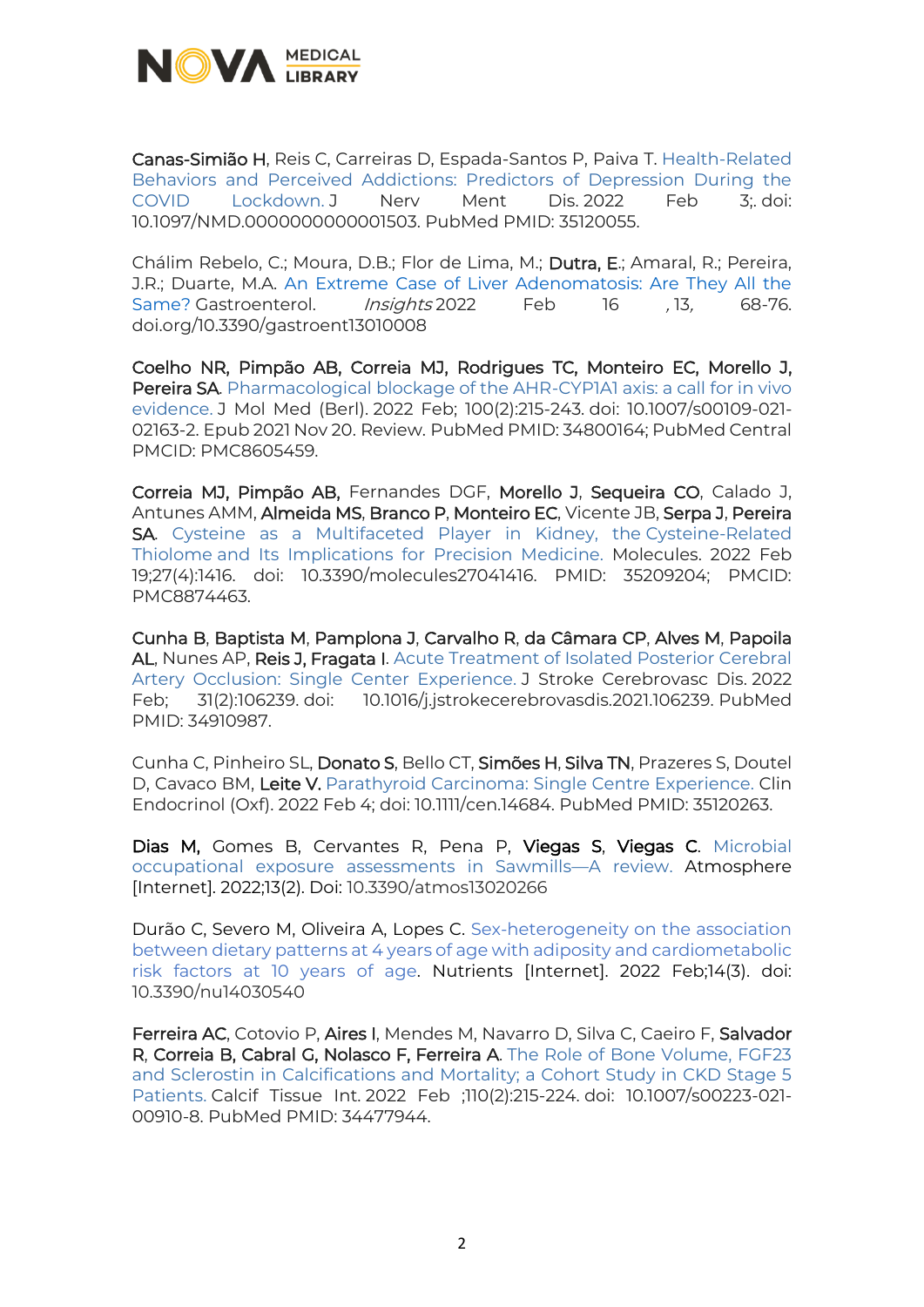**Canas-Simião H**, Reis C, Carreiras D, Espada-Santos P, Paiva T. Health-Related Behaviors and Perceived Addictions: Predictors of Depression During the COVID Lockdown. J Nerv Ment Dis. 2022 Feb 3;. doi: 10.1097/NMD.0000000000001503. PubMed PMID: 35120055.

Chálim Rebelo, C.; Moura, D.B.; Flor de Lima, M.; **Dutra, E.**; Amaral, R.; Pereira, J.R.; Duarte, M.A. An Extreme Case of Liver Adenomatosis: Are They All the Same? Gastroenterol. *Insights* 2022 Feb 16 , 13*,* 68-76. doi.org/10.3390/gastroent13010008

**Coelho NR, Pimpão AB, Correia MJ, Rodrigues TC, Monteiro EC, Morello J, Pereira SA**. Pharmacological blockage of the AHR-CYP1A1 axis: a call for in vivo evidence. J Mol Med (Berl). 2022 Feb; 100(2):215-243. doi: 10.1007/s00109-021-02163-2. Epub 2021 Nov 20. Review. PubMed PMID: 34800164; PubMed Central PMCID: PMC8605459.

**Correia MJ, Pimpão AB,** Fernandes DGF, **Morello J**, **Sequeira CO**, Calado J, Antunes AMM, **Almeida MS**, **Branco P**, **Monteiro EC**, Vicente JB, **Serpa J**, **Pereira SA**. Cysteine as a Multifaceted Player in Kidney, the Cysteine-Related Thiolome and Its Implications for Precision Medicine. Molecules. 2022 Feb 19;27(4):1416. doi: 10.3390/molecules27041416. PMID: 35209204; PMCID: PMC8874463.

**Cunha B**, **Baptista M**, **Pamplona J**, **Carvalho R**, **da Câmara CP**, **Alves M**, **Papoila AL**, Nunes AP, **Reis J**, **Fragata I**. Acute Treatment of Isolated Posterior Cerebral Artery Occlusion: Single Center Experience. J Stroke Cerebrovasc Dis. 2022 Feb; 31(2):106239. doi: 10.1016/j.jstrokecerebrovasdis.2021.106239. PubMed PMID: 34910987.

Cunha C, Pinheiro SL, **Donato S**, Bello CT, **Simões H**, **Silva TN**, Prazeres S, Doutel D, Cavaco BM, **Leite V.** Parathyroid Carcinoma: Single Centre Experience. Clin Endocrinol (Oxf). 2022 Feb 4; doi: 10.1111/cen.14684. PubMed PMID: 35120263.

**Dias M,** Gomes B, Cervantes R, Pena P, **Viegas S**, **Viegas C**. Microbial occupational exposure assessments in Sawmills—A review. Atmosphere [Internet]. 2022;13(2). Doi: 10.3390/atmos13020266

Durão C, Severo M, Oliveira A, Lopes C. Sex-heterogeneity on the association between dietary patterns at 4 years of age with adiposity and cardiometabolic risk factors at 10 years of age. Nutrients [Internet]. 2022 Feb;14(3). doi: 10.3390/nu14030540

**Ferreira AC**, Cotovio P, **Aires I**, Mendes M, Navarro D, Silva C, Caeiro F, **Salvador R**, **Correia B, Cabral G, Nolasco F, Ferreira A**. The Role of Bone Volume, FGF23 and Sclerostin in Calcifications and Mortality; a Cohort Study in CKD Stage 5 Patients. Calcif Tissue Int. 2022 Feb ;110(2):215-224. doi: 10.1007/s00223-021-00910-8. PubMed PMID: 34477944.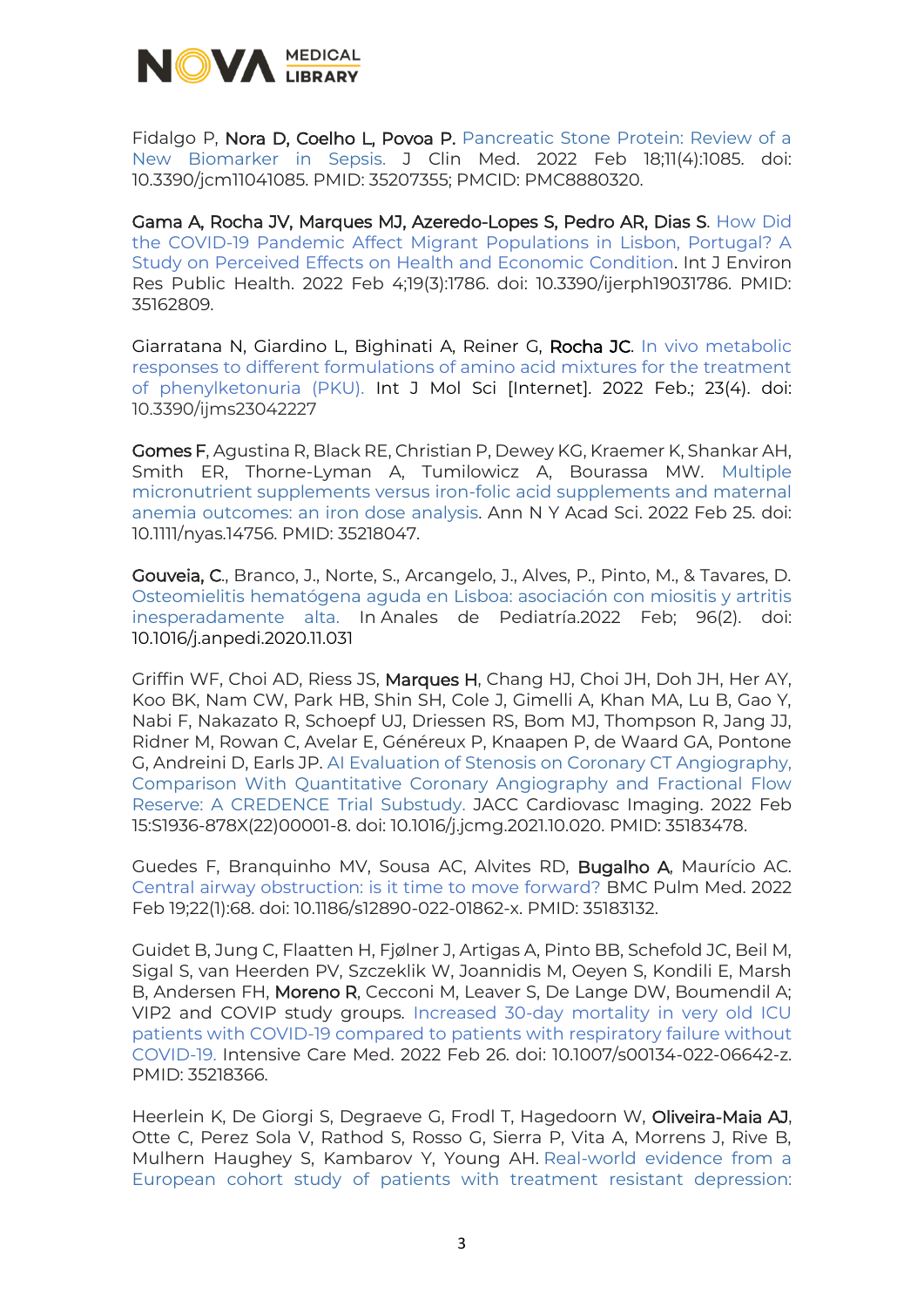Fidalgo P, Nora D, Coelho L, Povoa P. Pancreatic Stone Protein: Review of a New Biomarker in Sepsis. J Clin Med. 2022 Feb 18;11(4):1085. doi: 10.3390/jcm11041085. PMID: 35207355; PMCID: PMC8880320.

Gama A, Rocha JV, Marques MJ, Azeredo-Lopes S, Pedro AR, Dias S. How Did the COVID-19 Pandemic Affect Migrant Populations in Lisbon, Portugal? A Study on Perceived Effects on Health and Economic Condition. Int J Environ Res Public Health. 2022 Feb 4;19(3):1786. doi: 10.3390/ijerph19031786. PMID: 35162809.

Giarratana N, Giardino L, Bighinati A, Reiner G, Rocha JC. In vivo metabolic responses to different formulations of amino acid mixtures for the treatment of phenylketonuria (PKU). Int J Mol Sci [Internet]. 2022 Feb.; 23(4). doi: 10.3390/ijms23042227

Gomes F, Agustina R, Black RE, Christian P, Dewey KG, Kraemer K, Shankar AH, Smith ER, Thorne-Lyman A, Tumilowicz A, Bourassa MW. Multiple micronutrient supplements versus iron-folic acid supplements and maternal anemia outcomes: an iron dose analysis. Ann N Y Acad Sci. 2022 Feb 25. doi: 10.1111/nyas.14756. PMID: 35218047.

Gouveia, C., Branco, J., Norte, S., Arcangelo, J., Alves, P., Pinto, M., & Tavares, D. Osteomielitis hematógena aguda en Lisboa: asociación con miositis y artritis inesperadamente alta. In Anales de Pediatría.2022 Feb; 96(2). doi: 10.1016/j.anpedi.2020.11.031

Griffin WF, Choi AD, Riess JS, Marques H, Chang HJ, Choi JH, Doh JH, Her AY, Koo BK, Nam CW, Park HB, Shin SH, Cole J, Gimelli A, Khan MA, Lu B, Gao Y, Nabi F, Nakazato R, Schoepf UJ, Driessen RS, Bom MJ, Thompson R, Jang JJ, Ridner M, Rowan C, Avelar E, Généreux P, Knaapen P, de Waard GA, Pontone G, Andreini D, Earls JP. AI Evaluation of Stenosis on Coronary CT Angiography, Comparison With Quantitative Coronary Angiography and Fractional Flow Reserve: A CREDENCE Trial Substudy. JACC Cardiovasc Imaging. 2022 Feb 15:S1936-878X(22)00001-8. doi: 10.1016/j.jcmg.2021.10.020. PMID: 35183478.

Guedes F, Branquinho MV, Sousa AC, Alvites RD, Bugalho A, Maurício AC. Central airway obstruction: is it time to move forward? BMC Pulm Med. 2022 Feb 19;22(1):68. doi: 10.1186/s12890-022-01862-x. PMID: 35183132.

Guidet B, Jung C, Flaatten H, Fjølner J, Artigas A, Pinto BB, Schefold JC, Beil M, Sigal S, van Heerden PV, Szczeklik W, Joannidis M, Oeyen S, Kondili E, Marsh B, Andersen FH, Moreno R, Cecconi M, Leaver S, De Lange DW, Boumendil A; VIP2 and COVIP study groups. Increased 30-day mortality in very old ICU patients with COVID-19 compared to patients with respiratory failure without COVID-19. Intensive Care Med. 2022 Feb 26. doi: 10.1007/s00134-022-06642-z. PMID: 35218366.

Heerlein K, De Giorgi S, Degraeve G, Frodl T, Hagedoorn W, Oliveira-Maia AJ, Otte C, Perez Sola V, Rathod S, Rosso G, Sierra P, Vita A, Morrens J, Rive B, Mulhern Haughey S, Kambarov Y, Young AH. Real-world evidence from a European cohort study of patients with treatment resistant depression: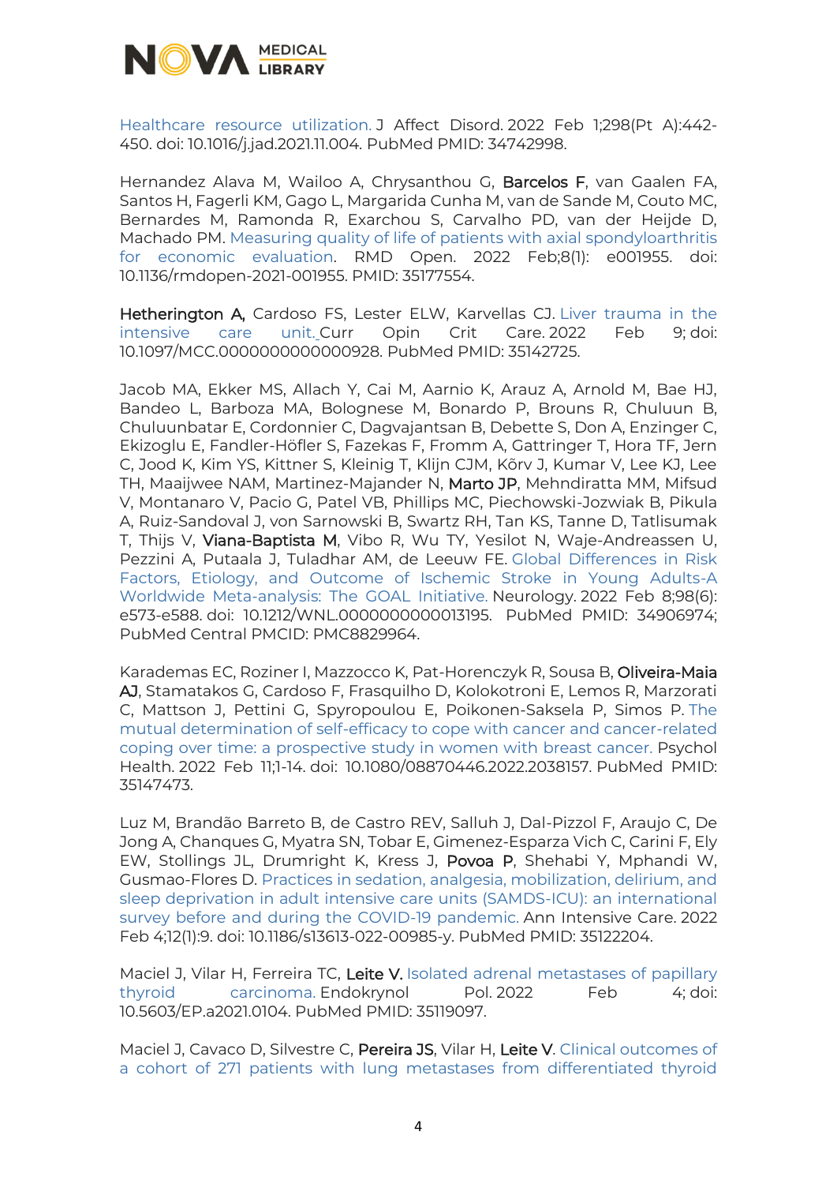Healthcare resource utilization. J Affect Disord. 2022 Feb 1;298(Pt A):442-450. doi: 10.1016/j.jad.2021.11.004. PubMed PMID: 34742998.

Hernandez Alava M, Wailoo A, Chrysanthou G, **Barcelos F**, van Gaalen FA, Santos H, Fagerli KM, Gago L, Margarida Cunha M, van de Sande M, Couto MC, Bernardes M, Ramonda R, Exarchou S, Carvalho PD, van der Heijde D, Machado PM. Measuring quality of life of patients with axial spondyloarthritis for economic evaluation. RMD Open. 2022 Feb;8(1): e001955. doi: 10.1136/rmdopen-2021-001955. PMID: 35177554.

**Hetherington A,** Cardoso FS, Lester ELW, Karvellas CJ. Liver trauma in the intensive care unit. Curr Opin Crit Care. 2022 Feb 9; doi: 10.1097/MCC.0000000000000928. PubMed PMID: 35142725.

Jacob MA, Ekker MS, Allach Y, Cai M, Aarnio K, Arauz A, Arnold M, Bae HJ, Bandeo L, Barboza MA, Bolognese M, Bonardo P, Brouns R, Chuluun B, Chuluunbatar E, Cordonnier C, Dagvajantsan B, Debette S, Don A, Enzinger C, Ekizoglu E, Fandler-Höfler S, Fazekas F, Fromm A, Gattringer T, Hora TF, Jern C, Jood K, Kim YS, Kittner S, Kleinig T, Klijn CJM, Kõrv J, Kumar V, Lee KJ, Lee TH, Maaijwee NAM, Martinez-Majander N, **Marto JP**, Mehndiratta MM, Mifsud V, Montanaro V, Pacio G, Patel VB, Phillips MC, Piechowski-Jozwiak B, Pikula A, Ruiz-Sandoval J, von Sarnowski B, Swartz RH, Tan KS, Tanne D, Tatlisumak T, Thijs V, **Viana-Baptista M**, Vibo R, Wu TY, Yesilot N, Waje-Andreassen U, Pezzini A, Putaala J, Tuladhar AM, de Leeuw FE. Global Differences in Risk Factors, Etiology, and Outcome of Ischemic Stroke in Young Adults-A Worldwide Meta-analysis: The GOAL Initiative. Neurology. 2022 Feb 8;98(6): e573-e588. doi: 10.1212/WNL.0000000000013195. PubMed PMID: 34906974; PubMed Central PMCID: PMC8829964.

Karademas EC, Roziner I, Mazzocco K, Pat-Horenczyk R, Sousa B, **Oliveira-Maia AJ**, Stamatakos G, Cardoso F, Frasquilho D, Kolokotroni E, Lemos R, Marzorati C, Mattson J, Pettini G, Spyropoulou E, Poikonen-Saksela P, Simos P. The mutual determination of self-efficacy to cope with cancer and cancer-related coping over time: a prospective study in women with breast cancer. Psychol Health. 2022 Feb 11;1-14. doi: 10.1080/08870446.2022.2038157. PubMed PMID: 35147473.

Luz M, Brandão Barreto B, de Castro REV, Salluh J, Dal-Pizzol F, Araujo C, De Jong A, Chanques G, Myatra SN, Tobar E, Gimenez-Esparza Vich C, Carini F, Ely EW, Stollings JL, Drumright K, Kress J, **Povoa P**, Shehabi Y, Mphandi W, Gusmao-Flores D. Practices in sedation, analgesia, mobilization, delirium, and sleep deprivation in adult intensive care units (SAMDS-ICU): an international survey before and during the COVID-19 pandemic. Ann Intensive Care. 2022 Feb 4;12(1):9. doi: 10.1186/s13613-022-00985-y. PubMed PMID: 35122204.

Maciel J, Vilar H, Ferreira TC, **Leite V.** Isolated adrenal metastases of papillary thyroid carcinoma. Endokrynol Pol. 2022 Feb 4; doi: 10.5603/EP.a2021.0104. PubMed PMID: 35119097.

Maciel J, Cavaco D, Silvestre C, **Pereira JS**, Vilar H, **Leite V**. Clinical outcomes of a cohort of 271 patients with lung metastases from differentiated thyroid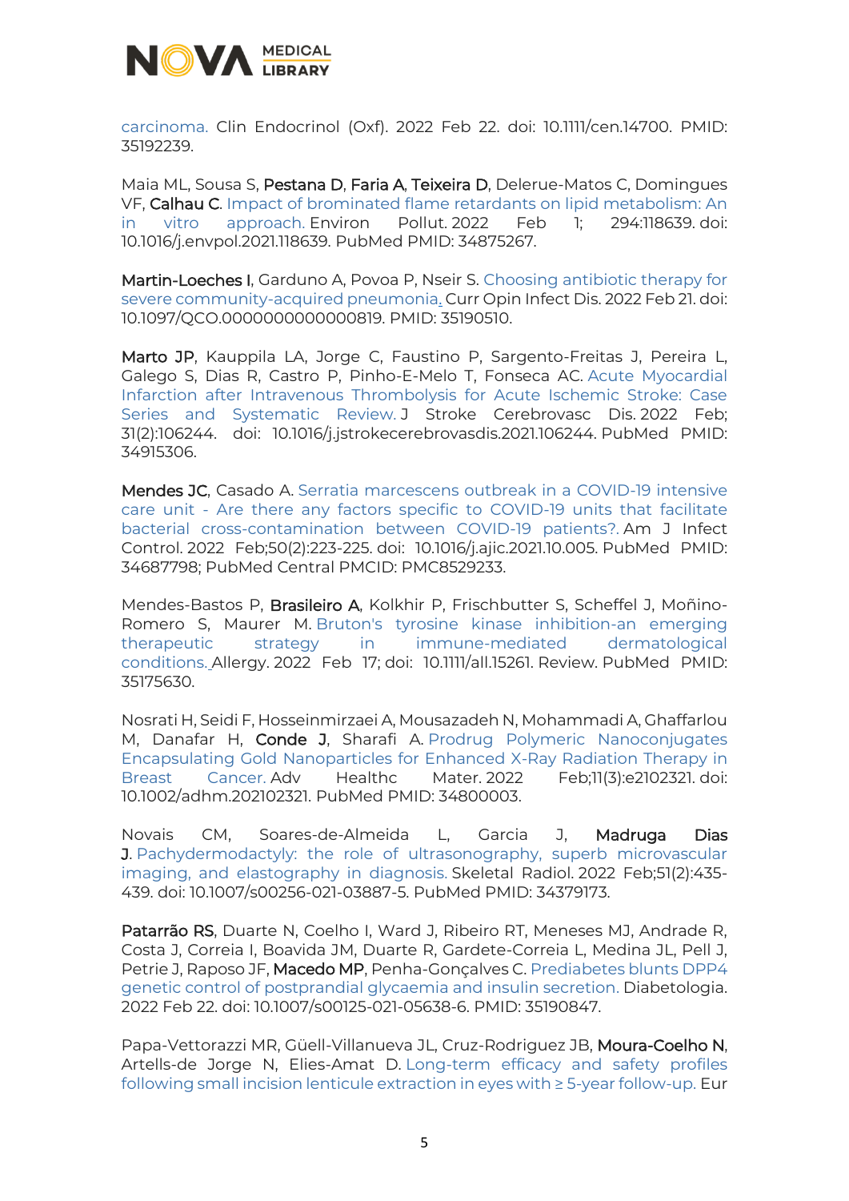carcinoma. Clin Endocrinol (Oxf). 2022 Feb 22. doi: 10.1111/cen.14700. PMID: 35192239.

Maia ML, Sousa S, **Pestana D**, **Faria A**, **Teixeira D**, Delerue-Matos C, Domingues VF, **Calhau C**. Impact of brominated flame retardants on lipid metabolism: An in vitro approach. Environ Pollut. 2022 Feb 1; 294:118639. doi: 10.1016/j.envpol.2021.118639. PubMed PMID: 34875267.

**Martin-Loeches I**, Garduno A, Povoa P, Nseir S. Choosing antibiotic therapy for severe community-acquired pneumonia. Curr Opin Infect Dis. 2022 Feb 21. doi: 10.1097/QCO.0000000000000819. PMID: 35190510.

**Marto JP**, Kauppila LA, Jorge C, Faustino P, Sargento-Freitas J, Pereira L, Galego S, Dias R, Castro P, Pinho-E-Melo T, Fonseca AC. Acute Myocardial Infarction after Intravenous Thrombolysis for Acute Ischemic Stroke: Case Series and Systematic Review. J Stroke Cerebrovasc Dis. 2022 Feb; 31(2):106244. doi: 10.1016/j.jstrokecerebrovasdis.2021.106244. PubMed PMID: 34915306.

**Mendes JC**, Casado A. Serratia marcescens outbreak in a COVID-19 intensive care unit - Are there any factors specific to COVID-19 units that facilitate bacterial cross-contamination between COVID-19 patients?. Am J Infect Control. 2022 Feb;50(2):223-225. doi: 10.1016/j.ajic.2021.10.005. PubMed PMID: 34687798; PubMed Central PMCID: PMC8529233.

Mendes-Bastos P, **Brasileiro A**, Kolkhir P, Frischbutter S, Scheffel J, Moñino-Romero S, Maurer M. Bruton's tyrosine kinase inhibition-an emerging therapeutic strategy in immune-mediated dermatological conditions. Allergy. 2022 Feb 17; doi: 10.1111/all.15261. Review. PubMed PMID: 35175630.

Nosrati H, Seidi F, Hosseinmirzaei A, Mousazadeh N, Mohammadi A, Ghaffarlou M, Danafar H, **Conde J**, Sharafi A. Prodrug Polymeric Nanoconjugates Encapsulating Gold Nanoparticles for Enhanced X-Ray Radiation Therapy in Breast Cancer. Adv Healthc Mater. 2022 Feb;11(3):e2102321. doi: 10.1002/adhm.202102321. PubMed PMID: 34800003.

Novais CM, Soares-de-Almeida L, Garcia J, **Madruga Dias J**. Pachydermodactyly: the role of ultrasonography, superb microvascular imaging, and elastography in diagnosis. Skeletal Radiol. 2022 Feb;51(2):435-439. doi: 10.1007/s00256-021-03887-5. PubMed PMID: 34379173.

**Patarrão RS**, Duarte N, Coelho I, Ward J, Ribeiro RT, Meneses MJ, Andrade R, Costa J, Correia I, Boavida JM, Duarte R, Gardete-Correia L, Medina JL, Pell J, Petrie J, Raposo JF, **Macedo MP**, Penha-Gonçalves C. Prediabetes blunts DPP4 genetic control of postprandial glycaemia and insulin secretion. Diabetologia. 2022 Feb 22. doi: 10.1007/s00125-021-05638-6. PMID: 35190847.

Papa-Vettorazzi MR, Güell-Villanueva JL, Cruz-Rodriguez JB, **Moura-Coelho N**, Artells-de Jorge N, Elies-Amat D. Long-term efficacy and safety profiles following small incision lenticule extraction in eyes with ≥ 5-year follow-up. Eur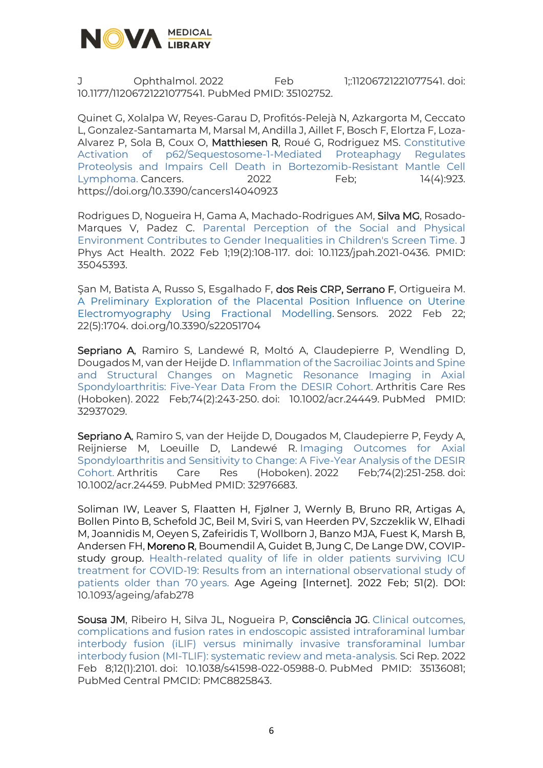J Ophthalmol. 2022 Feb 1;:11206721221077541. doi: 10.1177/11206721221077541. PubMed PMID: 35102752.

Quinet G, Xolalpa W, Reyes-Garau D, Profitós-Pelejà N, Azkargorta M, Ceccato L, Gonzalez-Santamarta M, Marsal M, Andilla J, Aillet F, Bosch F, Elortza F, Loza-Alvarez P, Sola B, Coux O, **Matthiesen R**, Roué G, Rodriguez MS. Constitutive Activation of p62/Sequestosome-1-Mediated Proteaphagy Regulates Proteolysis and Impairs Cell Death in Bortezomib-Resistant Mantle Cell Lymphoma. Cancers*.* 2022 Feb; 14(4):923. https://doi.org/10.3390/cancers14040923

Rodrigues D, Nogueira H, Gama A, Machado-Rodrigues AM, **Silva MG**, Rosado-Marques V, Padez C. Parental Perception of the Social and Physical Environment Contributes to Gender Inequalities in Children's Screen Time. J Phys Act Health. 2022 Feb 1;19(2):108-117. doi: 10.1123/jpah.2021-0436. PMID: 35045393.

Şan M, Batista A, Russo S, Esgalhado F, **dos Reis CRP, Serrano F**, Ortigueira M. A Preliminary Exploration of the Placental Position Influence on Uterine Electromyography Using Fractional Modelling. Sensors*.* 2022 Feb 22; 22(5):1704. doi.org/10.3390/s22051704

**Sepriano A**, Ramiro S, Landewé R, Moltó A, Claudepierre P, Wendling D, Dougados M, van der Heijde D. Inflammation of the Sacroiliac Joints and Spine and Structural Changes on Magnetic Resonance Imaging in Axial Spondyloarthritis: Five-Year Data From the DESIR Cohort. Arthritis Care Res (Hoboken). 2022 Feb;74(2):243-250. doi: 10.1002/acr.24449. PubMed PMID: 32937029.

**Sepriano A**, Ramiro S, van der Heijde D, Dougados M, Claudepierre P, Feydy A, Reijnierse M, Loeuille D, Landewé R. Imaging Outcomes for Axial Spondyloarthritis and Sensitivity to Change: A Five-Year Analysis of the DESIR Cohort. Arthritis Care Res (Hoboken). 2022 Feb;74(2):251-258. doi: 10.1002/acr.24459. PubMed PMID: 32976683.

Soliman IW, Leaver S, Flaatten H, Fjølner J, Wernly B, Bruno RR, Artigas A, Bollen Pinto B, Schefold JC, Beil M, Sviri S, van Heerden PV, Szczeklik W, Elhadi M, Joannidis M, Oeyen S, Zafeiridis T, Wollborn J, Banzo MJA, Fuest K, Marsh B, Andersen FH, **Moreno R**, Boumendil A, Guidet B, Jung C, De Lange DW, COVIP-study group. Health-related quality of life in older patients surviving ICU treatment for COVID-19: Results from an international observational study of patients older than 70 years. Age Ageing [Internet]. 2022 Feb; 51(2). DOI: 10.1093/ageing/afab278

**Sousa JM**, Ribeiro H, Silva JL, Nogueira P, **Consciência JG**. Clinical outcomes, complications and fusion rates in endoscopic assisted intraforaminal lumbar interbody fusion (iLIF) versus minimally invasive transforaminal lumbar interbody fusion (MI-TLIF): systematic review and meta-analysis. Sci Rep. 2022 Feb 8;12(1):2101. doi: 10.1038/s41598-022-05988-0. PubMed PMID: 35136081; PubMed Central PMCID: PMC8825843.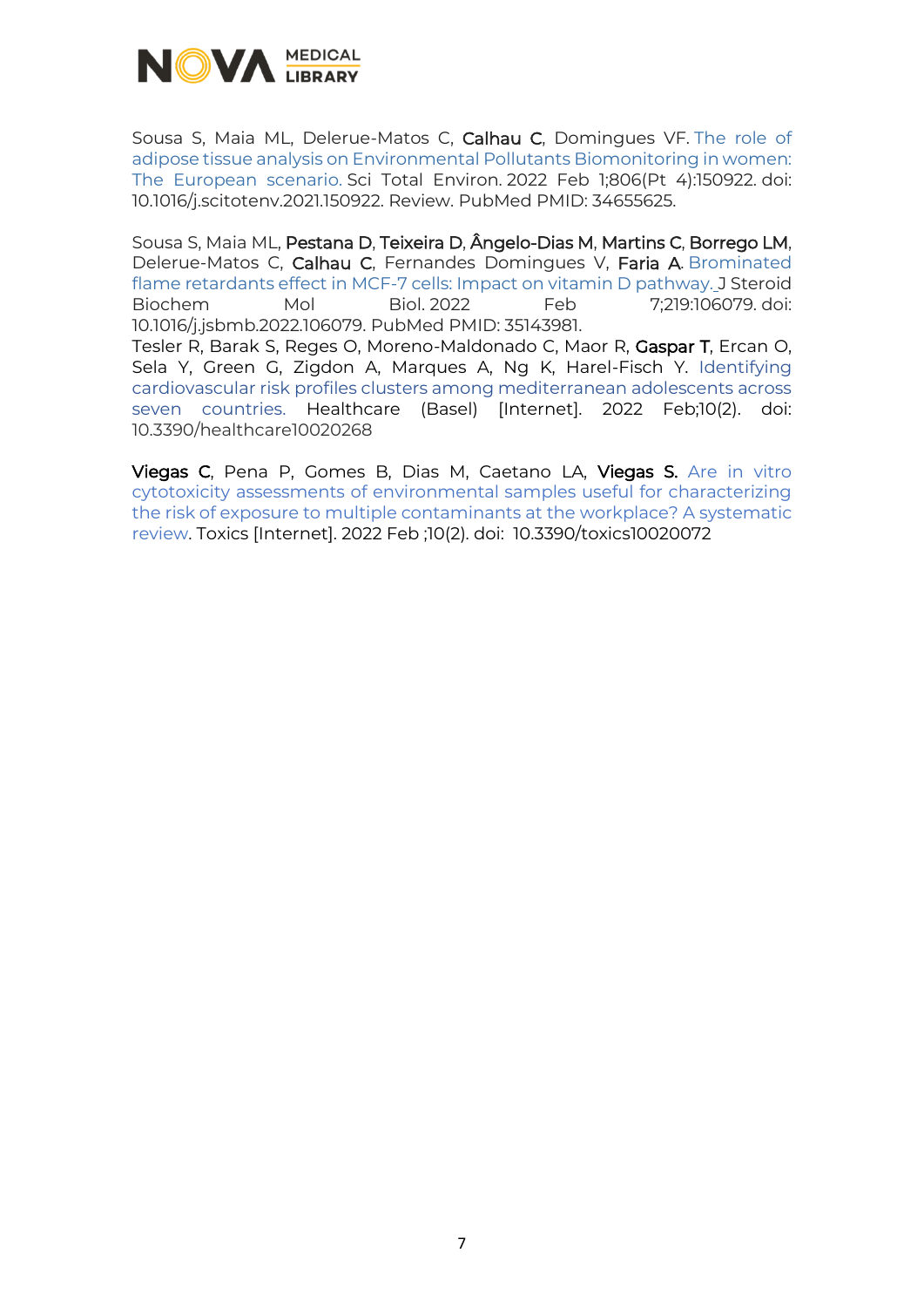Sousa S, Maia ML, Delerue-Matos C, **Calhau C**, Domingues VF. The role of adipose tissue analysis on Environmental Pollutants Biomonitoring in women: The European scenario. Sci Total Environ. 2022 Feb 1;806(Pt 4):150922. doi: 10.1016/j.scitotenv.2021.150922. Review. PubMed PMID: 34655625.

Sousa S, Maia ML, **Pestana D**, **Teixeira D**, **Ângelo-Dias M**, **Martins C**, **Borrego LM**, Delerue-Matos C, **Calhau C**, Fernandes Domingues V, **Faria A**. Brominated flame retardants effect in MCF-7 cells: Impact on vitamin D pathway. J Steroid Biochem Mol Biol. 2022 Feb 7;219:106079. doi: 10.1016/j.jsbmb.2022.106079. PubMed PMID: 35143981.

Tesler R, Barak S, Reges O, Moreno-Maldonado C, Maor R, **Gaspar T**, Ercan O, Sela Y, Green G, Zigdon A, Marques A, Ng K, Harel-Fisch Y. Identifying cardiovascular risk profiles clusters among mediterranean adolescents across seven countries. Healthcare (Basel) [Internet]. 2022 Feb;10(2). doi: 10.3390/healthcare10020268

**Viegas C**, Pena P, Gomes B, Dias M, Caetano LA, **Viegas S.** Are in vitro cytotoxicity assessments of environmental samples useful for characterizing the risk of exposure to multiple contaminants at the workplace? A systematic review. Toxics [Internet]. 2022 Feb ;10(2). doi: 10.3390/toxics10020072